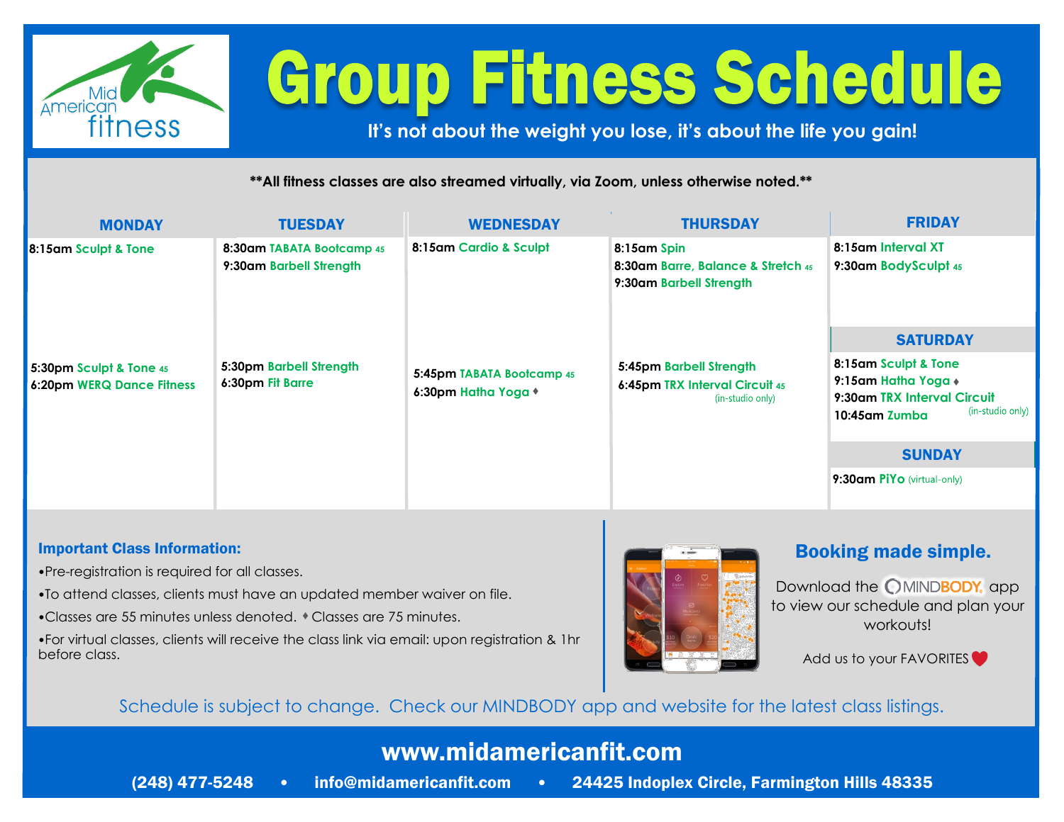# Group Fitness Schedule

**It's not about the weight you lose, it's about the life you gain!**

**\*\*All fitness classes are also streamed virtually, via Zoom, unless otherwise noted.\*\***

| MONDAY | TUESDAY | WEDNESDAY | THURSDAY | FRIDAY |
|---|---|---|---|---|
| **8:15am** Sculpt & Tone | **8:30am** TABATA Bootcamp 45<br>**9:30am** Barbell Strength | **8:15am** Cardio & Sculpt | **8:15am** Spin<br>**8:30am** Barre, Balance & Stretch 45<br>**9:30am** Barbell Strength | **8:15am** Interval XT<br>**9:30am** BodySculpt 45 |
| **5:30pm** Sculpt & Tone 45<br>**6:20pm** WERQ Dance Fitness | **5:30pm** Barbell Strength<br>**6:30pm** Fit Barre | **5:45pm** TABATA Bootcamp 45<br>**6:30pm** Hatha Yoga ♦ | **5:45pm** Barbell Strength<br>**6:45pm** TRX Interval Circuit 45 (in-studio only) | |

| SATURDAY |
|---|
| **8:15am** Sculpt & Tone<br>**9:15am** Hatha Yoga ♦<br>**9:30am** TRX Interval Circuit (in-studio only)<br>**10:45am** Zumba |

| SUNDAY |
|---|
| **9:30am** PiYo (virtual-only) |

### Important Class Information:

- Pre-registration is required for all classes.
- To attend classes, clients must have an updated member waiver on file.
- Classes are 55 minutes unless denoted. ♦ Classes are 75 minutes.
- For virtual classes, clients will receive the class link via email: upon registration & 1hr before class.

### Booking made simple.

Download the MINDBODY app to view our schedule and plan your workouts!

Add us to your FAVORITES ❤

Schedule is subject to change. Check our MINDBODY app and website for the latest class listings.

**www.midamericanfit.com**

**(248) 477-5248 • info@midamericanfit.com • 24425 Indoplex Circle, Farmington Hills 48335**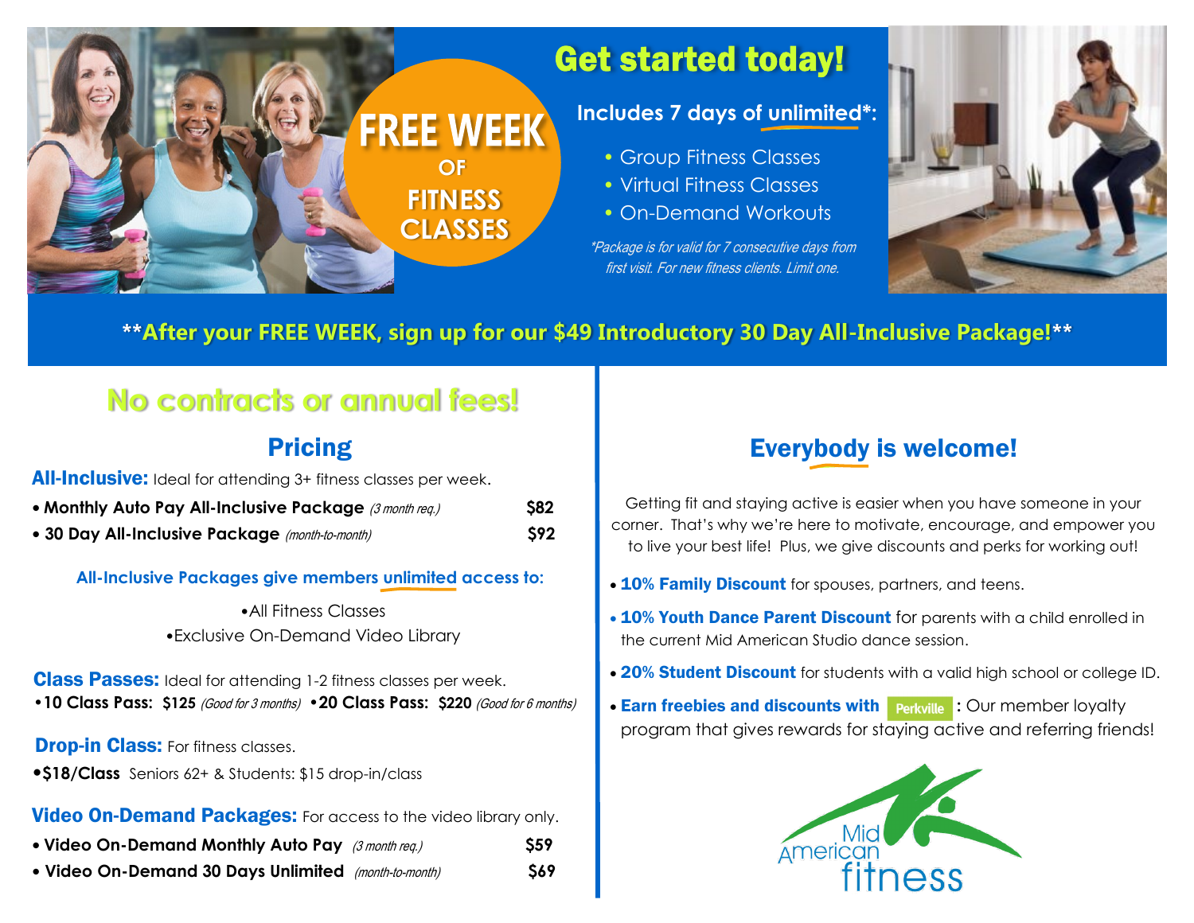# FREE WEEK OF FITNESS CLASSES

## Get started today!

**Includes 7 days of unlimited*:**

- Group Fitness Classes
- Virtual Fitness Classes
- On-Demand Workouts

*\*Package is for valid for 7 consecutive days from first visit. For new fitness clients. Limit one.*

**\*\*After your FREE WEEK, sign up for our $49 Introductory 30 Day All-Inclusive Package!\*\***

## No contracts or annual fees!

### Pricing

**All-Inclusive:** Ideal for attending 3+ fitness classes per week.

- **Monthly Auto Pay All-Inclusive Package** *(3 month req.)* **$82**
- **30 Day All-Inclusive Package** *(month-to-month)* **$92**

**All-Inclusive Packages give members unlimited access to:**

- All Fitness Classes
- Exclusive On-Demand Video Library

**Class Passes:** Ideal for attending 1-2 fitness classes per week.

- **10 Class Pass: $125** *(Good for 3 months)*
- **20 Class Pass: $220** *(Good for 6 months)*

**Drop-in Class:** For fitness classes.

- **$18/Class** Seniors 62+ & Students: $15 drop-in/class

**Video On-Demand Packages:** For access to the video library only.

- **Video On-Demand Monthly Auto Pay** *(3 month req.)* **$59**
- **Video On-Demand 30 Days Unlimited** *(month-to-month)* **$69**

### Everybody is welcome!

Getting fit and staying active is easier when you have someone in your corner. That's why we're here to motivate, encourage, and empower you to live your best life! Plus, we give discounts and perks for working out!

- **10% Family Discount** for spouses, partners, and teens.
- **10% Youth Dance Parent Discount** for parents with a child enrolled in the current Mid American Studio dance session.
- **20% Student Discount** for students with a valid high school or college ID.
- **Earn freebies and discounts with Perkville:** Our member loyalty program that gives rewards for staying active and referring friends!

Mid American fitness